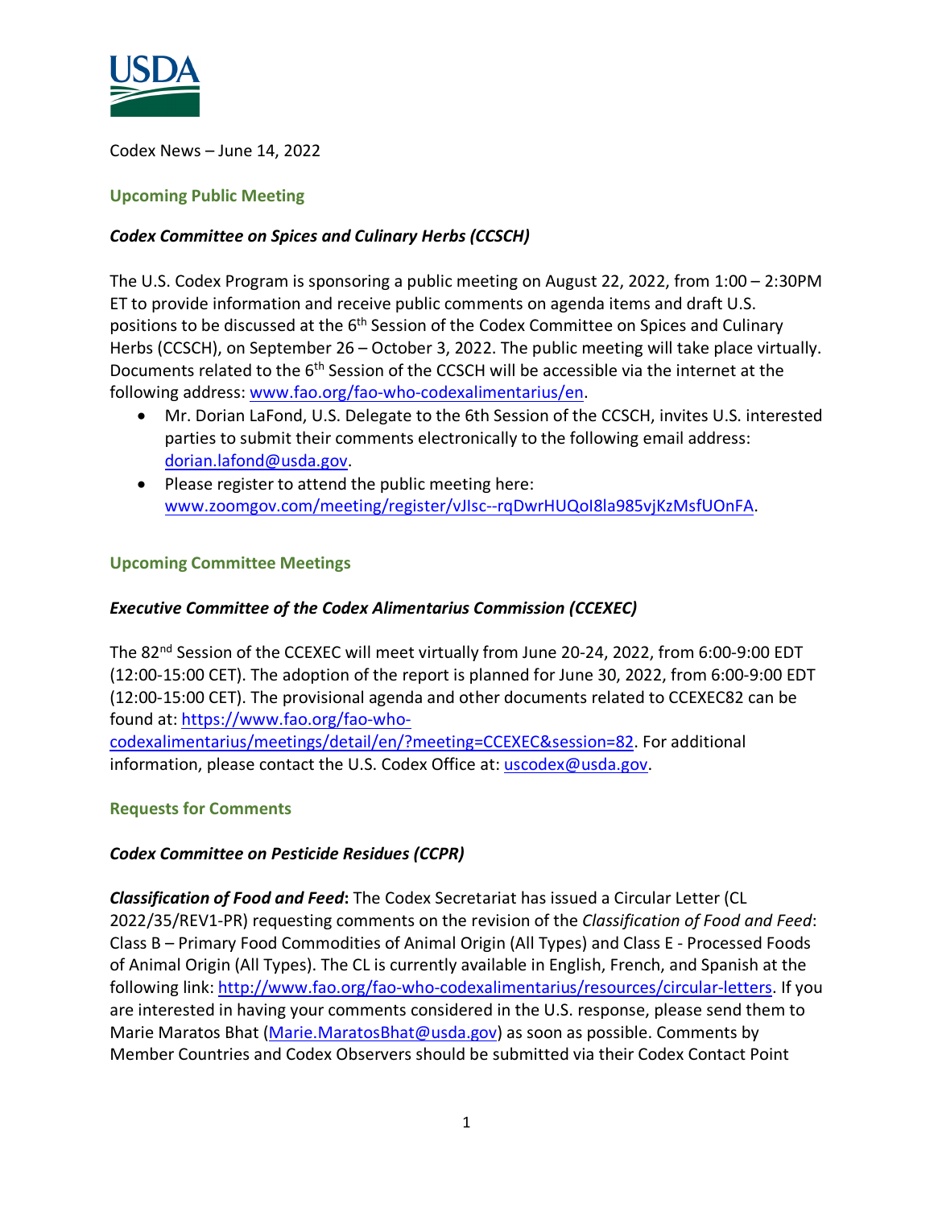Codex News – June 14, 2022

## Upcoming Public Meeting

### *Codex Committee on Spices and Culinary Herbs (CCSCH)*

The U.S. Codex Program is sponsoring a public meeting on August 22, 2022, from 1:00 – 2:30PM ET to provide information and receive public comments on agenda items and draft U.S. positions to be discussed at the 6th Session of the Codex Committee on Spices and Culinary Herbs (CCSCH), on September 26 – October 3, 2022. The public meeting will take place virtually. Documents related to the 6th Session of the CCSCH will be accessible via the internet at the following address: [www.fao.org/fao-who-codexalimentarius/en](www.fao.org/fao-who-codexalimentarius/en).

- Mr. Dorian LaFond, U.S. Delegate to the 6th Session of the CCSCH, invites U.S. interested parties to submit their comments electronically to the following email address: [dorian.lafond@usda.gov](mailto:dorian.lafond@usda.gov).
- Please register to attend the public meeting here: [www.zoomgov.com/meeting/register/vJIsc--rqDwrHUQoI8la985vjKzMsfUOnFA](www.zoomgov.com/meeting/register/vJIsc--rqDwrHUQoI8la985vjKzMsfUOnFA).

## Upcoming Committee Meetings

### *Executive Committee of the Codex Alimentarius Commission (CCEXEC)*

The 82nd Session of the CCEXEC will meet virtually from June 20-24, 2022, from 6:00-9:00 EDT (12:00-15:00 CET). The adoption of the report is planned for June 30, 2022, from 6:00-9:00 EDT (12:00-15:00 CET). The provisional agenda and other documents related to CCEXEC82 can be found at: [https://www.fao.org/fao-who-codexalimentarius/meetings/detail/en/?meeting=CCEXEC&session=82](https://www.fao.org/fao-who-codexalimentarius/meetings/detail/en/?meeting=CCEXEC&session=82). For additional information, please contact the U.S. Codex Office at: [uscodex@usda.gov](mailto:uscodex@usda.gov).

## Requests for Comments

### *Codex Committee on Pesticide Residues (CCPR)*

***Classification of Food and Feed***: The Codex Secretariat has issued a Circular Letter (CL 2022/35/REV1-PR) requesting comments on the revision of the *Classification of Food and Feed*: Class B – Primary Food Commodities of Animal Origin (All Types) and Class E - Processed Foods of Animal Origin (All Types). The CL is currently available in English, French, and Spanish at the following link: [http://www.fao.org/fao-who-codexalimentarius/resources/circular-letters](http://www.fao.org/fao-who-codexalimentarius/resources/circular-letters). If you are interested in having your comments considered in the U.S. response, please send them to Marie Maratos Bhat ([Marie.MaratosBhat@usda.gov](mailto:Marie.MaratosBhat@usda.gov)) as soon as possible. Comments by Member Countries and Codex Observers should be submitted via their Codex Contact Point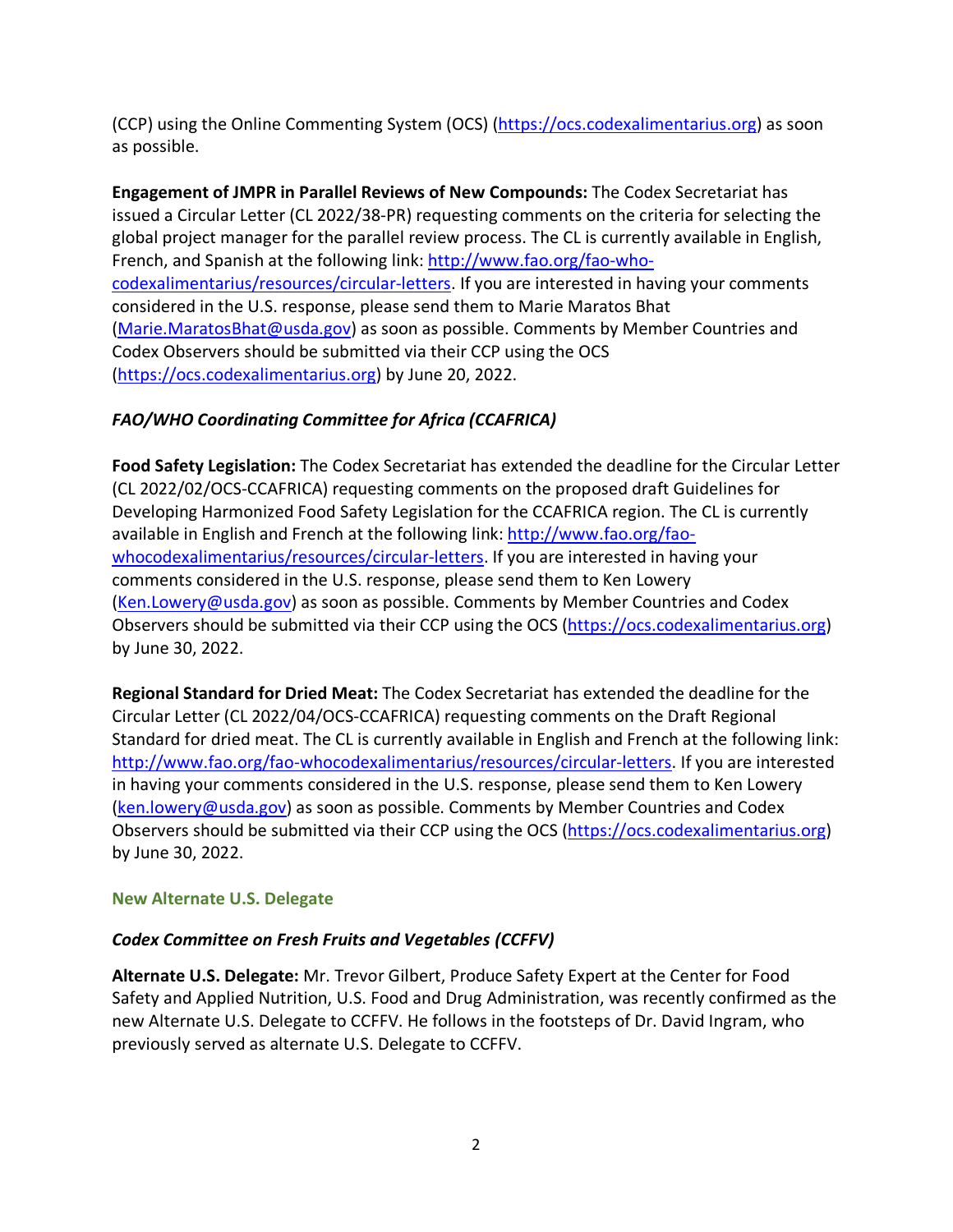(CCP) using the Online Commenting System (OCS) (https://ocs.codexalimentarius.org) as soon as possible.

**Engagement of JMPR in Parallel Reviews of New Compounds:** The Codex Secretariat has issued a Circular Letter (CL 2022/38-PR) requesting comments on the criteria for selecting the global project manager for the parallel review process. The CL is currently available in English, French, and Spanish at the following link: http://www.fao.org/fao-who-codexalimentarius/resources/circular-letters. If you are interested in having your comments considered in the U.S. response, please send them to Marie Maratos Bhat (Marie.MaratosBhat@usda.gov) as soon as possible. Comments by Member Countries and Codex Observers should be submitted via their CCP using the OCS (https://ocs.codexalimentarius.org) by June 20, 2022.

### *FAO/WHO Coordinating Committee for Africa (CCAFRICA)*

**Food Safety Legislation:** The Codex Secretariat has extended the deadline for the Circular Letter (CL 2022/02/OCS-CCAFRICA) requesting comments on the proposed draft Guidelines for Developing Harmonized Food Safety Legislation for the CCAFRICA region. The CL is currently available in English and French at the following link: http://www.fao.org/fao-whocodexalimentarius/resources/circular-letters. If you are interested in having your comments considered in the U.S. response, please send them to Ken Lowery (Ken.Lowery@usda.gov) as soon as possible. Comments by Member Countries and Codex Observers should be submitted via their CCP using the OCS (https://ocs.codexalimentarius.org) by June 30, 2022.

**Regional Standard for Dried Meat:** The Codex Secretariat has extended the deadline for the Circular Letter (CL 2022/04/OCS-CCAFRICA) requesting comments on the Draft Regional Standard for dried meat. The CL is currently available in English and French at the following link: http://www.fao.org/fao-whocodexalimentarius/resources/circular-letters. If you are interested in having your comments considered in the U.S. response, please send them to Ken Lowery (ken.lowery@usda.gov) as soon as possible. Comments by Member Countries and Codex Observers should be submitted via their CCP using the OCS (https://ocs.codexalimentarius.org) by June 30, 2022.

## New Alternate U.S. Delegate

### *Codex Committee on Fresh Fruits and Vegetables (CCFFV)*

**Alternate U.S. Delegate:** Mr. Trevor Gilbert, Produce Safety Expert at the Center for Food Safety and Applied Nutrition, U.S. Food and Drug Administration, was recently confirmed as the new Alternate U.S. Delegate to CCFFV. He follows in the footsteps of Dr. David Ingram, who previously served as alternate U.S. Delegate to CCFFV.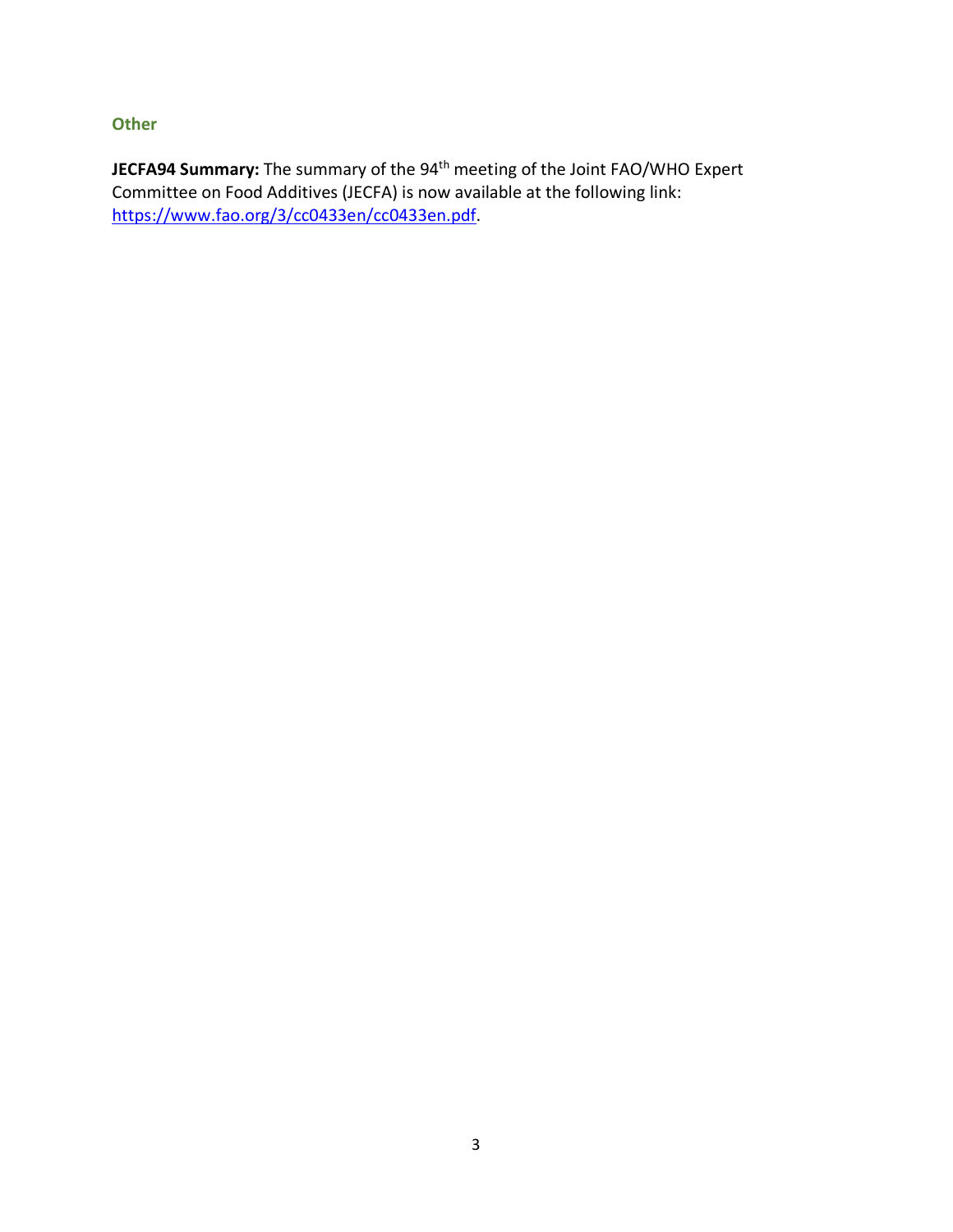## Other

**JECFA94 Summary:** The summary of the 94th meeting of the Joint FAO/WHO Expert Committee on Food Additives (JECFA) is now available at the following link: https://www.fao.org/3/cc0433en/cc0433en.pdf.